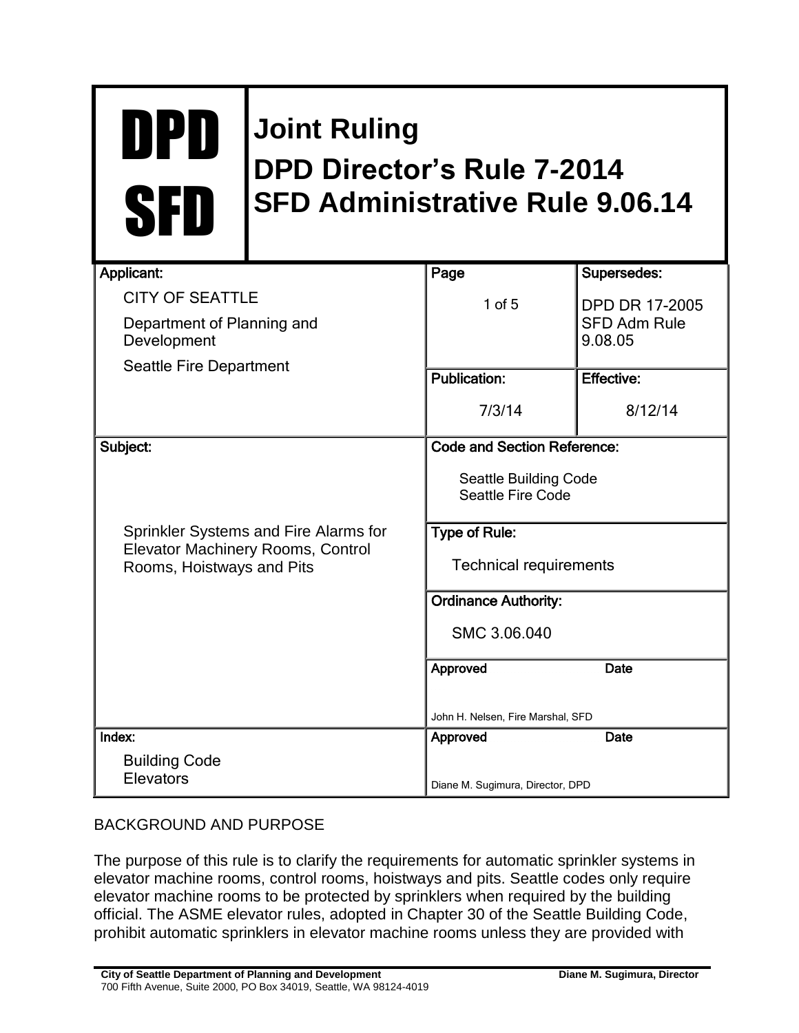| DPD SFD | **Joint Ruling** **DPD Director's Rule 7-2014** **SFD Administrative Rule 9.06.14** | | |
|---|---|---|---|
| **Applicant:** CITY OF SEATTLE Department of Planning and Development Seattle Fire Department | | **Page** 1 of 5 | **Supersedes:** DPD DR 17-2005 SFD Adm Rule 9.08.05 |
| | | **Publication:** 7/3/14 | **Effective:** 8/12/14 |
| **Subject:** Sprinkler Systems and Fire Alarms for Elevator Machinery Rooms, Control Rooms, Hoistways and Pits | | **Code and Section Reference:** Seattle Building Code Seattle Fire Code | |
| | | **Type of Rule:** Technical requirements | |
| | | **Ordinance Authority:** SMC 3.06.040 | |
| | | **Approved** John H. Nelsen, Fire Marshal, SFD | **Date** |
| **Index:** Building Code Elevators | | **Approved** Diane M. Sugimura, Director, DPD | **Date** |

BACKGROUND AND PURPOSE

The purpose of this rule is to clarify the requirements for automatic sprinkler systems in elevator machine rooms, control rooms, hoistways and pits. Seattle codes only require elevator machine rooms to be protected by sprinklers when required by the building official. The ASME elevator rules, adopted in Chapter 30 of the Seattle Building Code, prohibit automatic sprinklers in elevator machine rooms unless they are provided with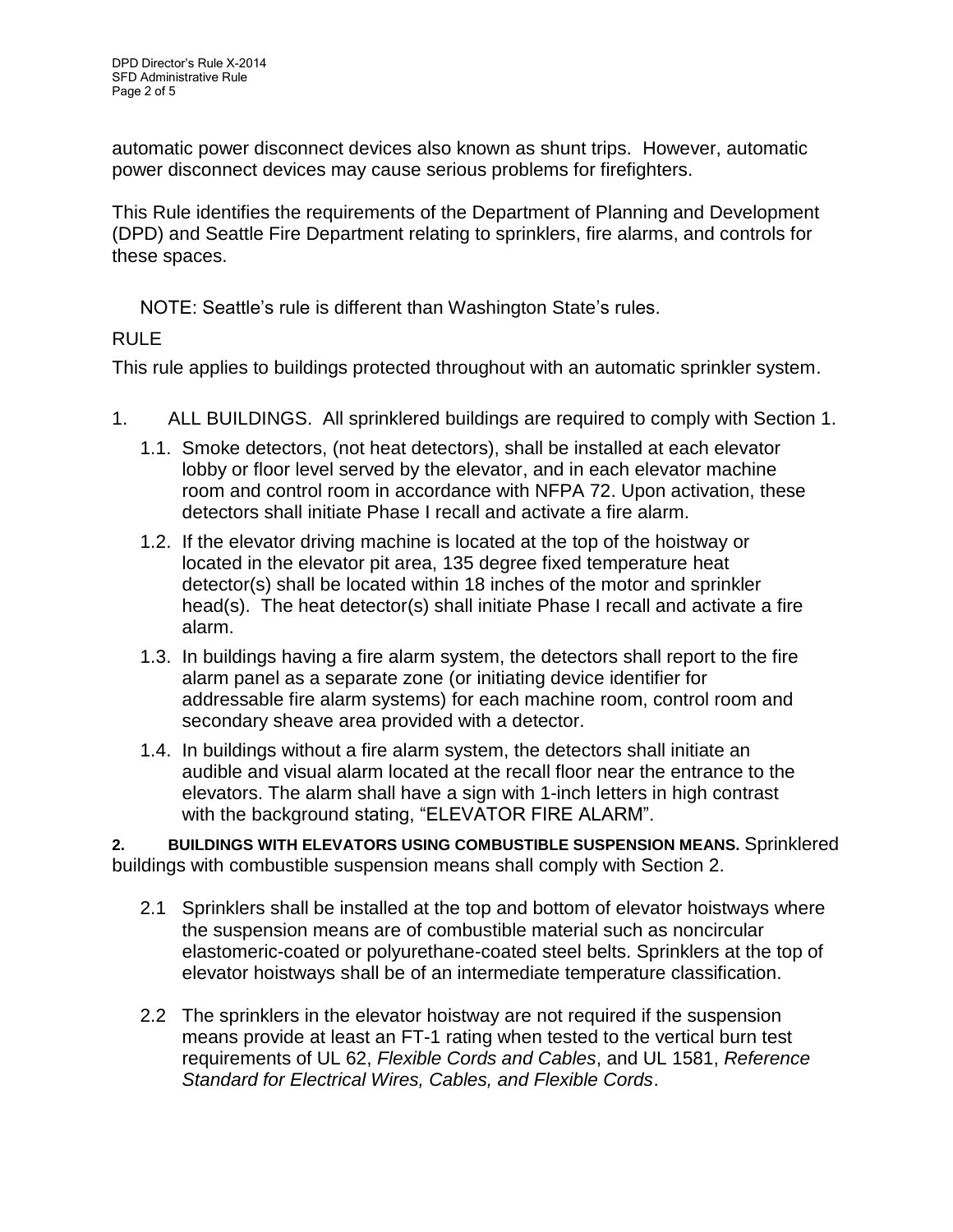automatic power disconnect devices also known as shunt trips. However, automatic power disconnect devices may cause serious problems for firefighters.

This Rule identifies the requirements of the Department of Planning and Development (DPD) and Seattle Fire Department relating to sprinklers, fire alarms, and controls for these spaces.

NOTE: Seattle's rule is different than Washington State's rules.

## RULE

This rule applies to buildings protected throughout with an automatic sprinkler system.

1. ALL BUILDINGS. All sprinklered buildings are required to comply with Section 1.

   1.1. Smoke detectors, (not heat detectors), shall be installed at each elevator lobby or floor level served by the elevator, and in each elevator machine room and control room in accordance with NFPA 72. Upon activation, these detectors shall initiate Phase I recall and activate a fire alarm.

   1.2. If the elevator driving machine is located at the top of the hoistway or located in the elevator pit area, 135 degree fixed temperature heat detector(s) shall be located within 18 inches of the motor and sprinkler head(s). The heat detector(s) shall initiate Phase I recall and activate a fire alarm.

   1.3. In buildings having a fire alarm system, the detectors shall report to the fire alarm panel as a separate zone (or initiating device identifier for addressable fire alarm systems) for each machine room, control room and secondary sheave area provided with a detector.

   1.4. In buildings without a fire alarm system, the detectors shall initiate an audible and visual alarm located at the recall floor near the entrance to the elevators. The alarm shall have a sign with 1-inch letters in high contrast with the background stating, "ELEVATOR FIRE ALARM".

**2. BUILDINGS WITH ELEVATORS USING COMBUSTIBLE SUSPENSION MEANS.** Sprinklered buildings with combustible suspension means shall comply with Section 2.

   2.1 Sprinklers shall be installed at the top and bottom of elevator hoistways where the suspension means are of combustible material such as noncircular elastomeric-coated or polyurethane-coated steel belts. Sprinklers at the top of elevator hoistways shall be of an intermediate temperature classification.

   2.2 The sprinklers in the elevator hoistway are not required if the suspension means provide at least an FT-1 rating when tested to the vertical burn test requirements of UL 62, *Flexible Cords and Cables*, and UL 1581, *Reference Standard for Electrical Wires, Cables, and Flexible Cords*.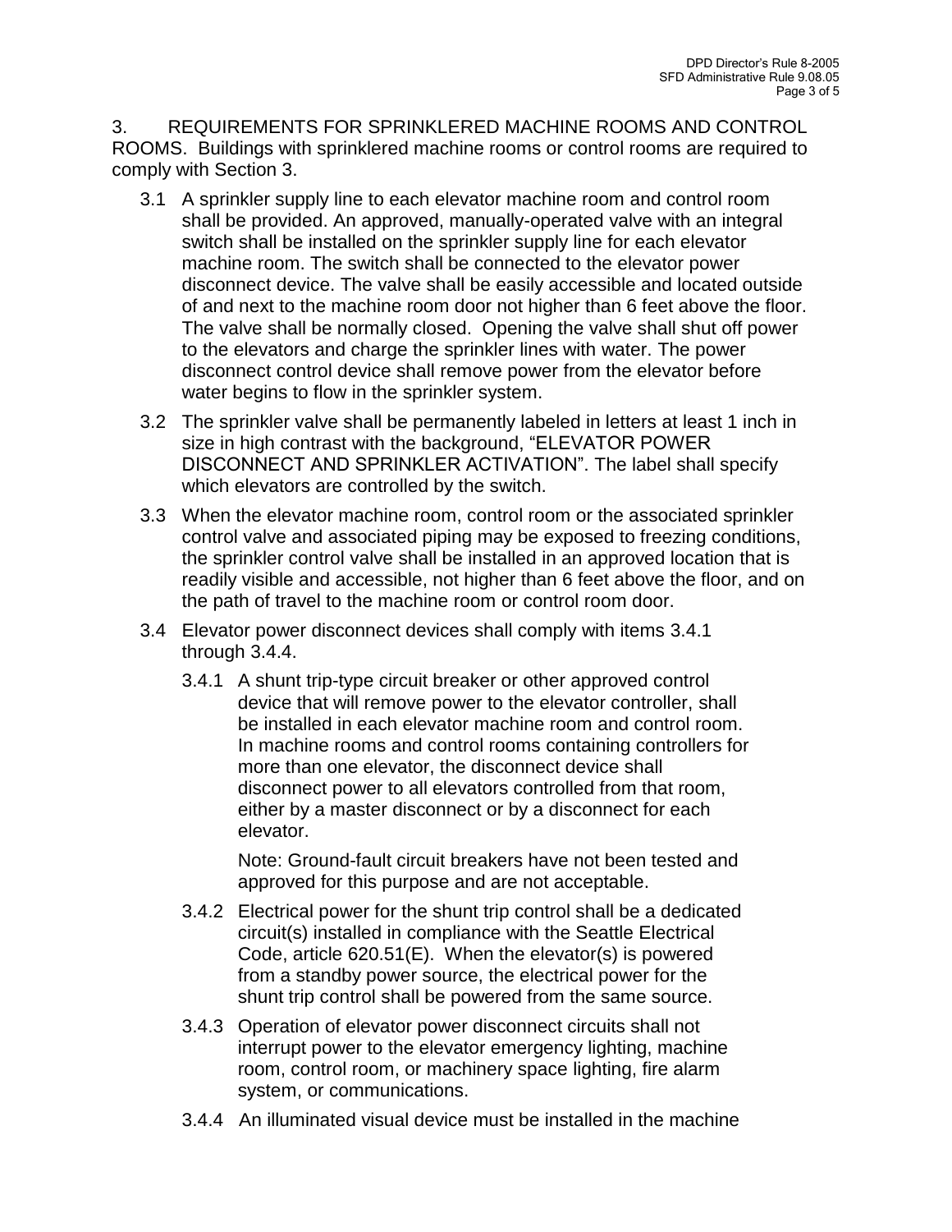3. REQUIREMENTS FOR SPRINKLERED MACHINE ROOMS AND CONTROL ROOMS. Buildings with sprinklered machine rooms or control rooms are required to comply with Section 3.

3.1 A sprinkler supply line to each elevator machine room and control room shall be provided. An approved, manually-operated valve with an integral switch shall be installed on the sprinkler supply line for each elevator machine room. The switch shall be connected to the elevator power disconnect device. The valve shall be easily accessible and located outside of and next to the machine room door not higher than 6 feet above the floor. The valve shall be normally closed. Opening the valve shall shut off power to the elevators and charge the sprinkler lines with water. The power disconnect control device shall remove power from the elevator before water begins to flow in the sprinkler system.

3.2 The sprinkler valve shall be permanently labeled in letters at least 1 inch in size in high contrast with the background, "ELEVATOR POWER DISCONNECT AND SPRINKLER ACTIVATION". The label shall specify which elevators are controlled by the switch.

3.3 When the elevator machine room, control room or the associated sprinkler control valve and associated piping may be exposed to freezing conditions, the sprinkler control valve shall be installed in an approved location that is readily visible and accessible, not higher than 6 feet above the floor, and on the path of travel to the machine room or control room door.

3.4 Elevator power disconnect devices shall comply with items 3.4.1 through 3.4.4.

3.4.1 A shunt trip-type circuit breaker or other approved control device that will remove power to the elevator controller, shall be installed in each elevator machine room and control room. In machine rooms and control rooms containing controllers for more than one elevator, the disconnect device shall disconnect power to all elevators controlled from that room, either by a master disconnect or by a disconnect for each elevator.

Note: Ground-fault circuit breakers have not been tested and approved for this purpose and are not acceptable.

3.4.2 Electrical power for the shunt trip control shall be a dedicated circuit(s) installed in compliance with the Seattle Electrical Code, article 620.51(E). When the elevator(s) is powered from a standby power source, the electrical power for the shunt trip control shall be powered from the same source.

3.4.3 Operation of elevator power disconnect circuits shall not interrupt power to the elevator emergency lighting, machine room, control room, or machinery space lighting, fire alarm system, or communications.

3.4.4 An illuminated visual device must be installed in the machine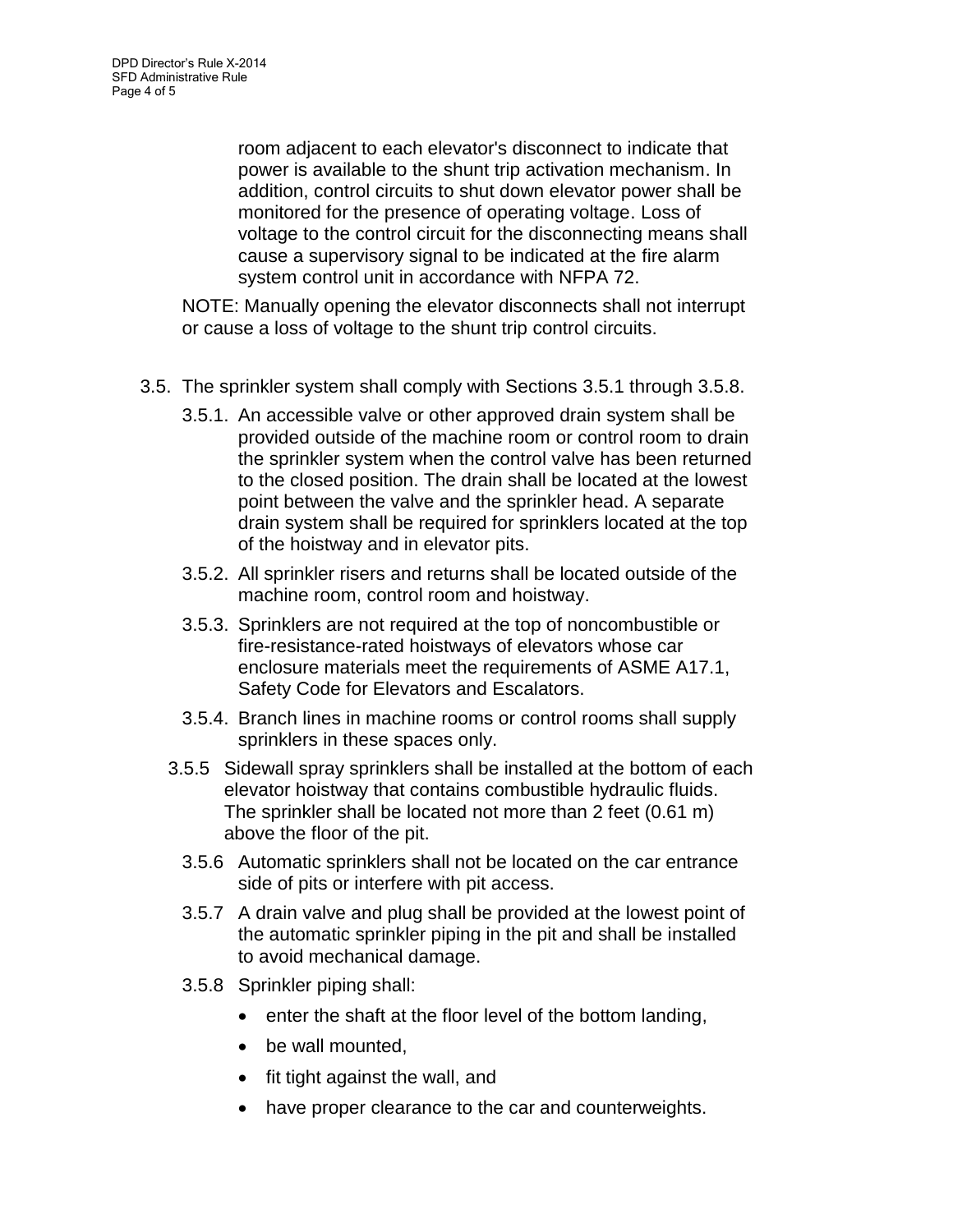room adjacent to each elevator's disconnect to indicate that power is available to the shunt trip activation mechanism. In addition, control circuits to shut down elevator power shall be monitored for the presence of operating voltage. Loss of voltage to the control circuit for the disconnecting means shall cause a supervisory signal to be indicated at the fire alarm system control unit in accordance with NFPA 72.

NOTE: Manually opening the elevator disconnects shall not interrupt or cause a loss of voltage to the shunt trip control circuits.

3.5. The sprinkler system shall comply with Sections 3.5.1 through 3.5.8.

- 3.5.1. An accessible valve or other approved drain system shall be provided outside of the machine room or control room to drain the sprinkler system when the control valve has been returned to the closed position. The drain shall be located at the lowest point between the valve and the sprinkler head. A separate drain system shall be required for sprinklers located at the top of the hoistway and in elevator pits.
- 3.5.2. All sprinkler risers and returns shall be located outside of the machine room, control room and hoistway.
- 3.5.3. Sprinklers are not required at the top of noncombustible or fire-resistance-rated hoistways of elevators whose car enclosure materials meet the requirements of ASME A17.1, Safety Code for Elevators and Escalators.
- 3.5.4. Branch lines in machine rooms or control rooms shall supply sprinklers in these spaces only.
- 3.5.5 Sidewall spray sprinklers shall be installed at the bottom of each elevator hoistway that contains combustible hydraulic fluids. The sprinkler shall be located not more than 2 feet (0.61 m) above the floor of the pit.
- 3.5.6 Automatic sprinklers shall not be located on the car entrance side of pits or interfere with pit access.
- 3.5.7 A drain valve and plug shall be provided at the lowest point of the automatic sprinkler piping in the pit and shall be installed to avoid mechanical damage.
- 3.5.8 Sprinkler piping shall:
  - enter the shaft at the floor level of the bottom landing,
  - be wall mounted,
  - fit tight against the wall, and
  - have proper clearance to the car and counterweights.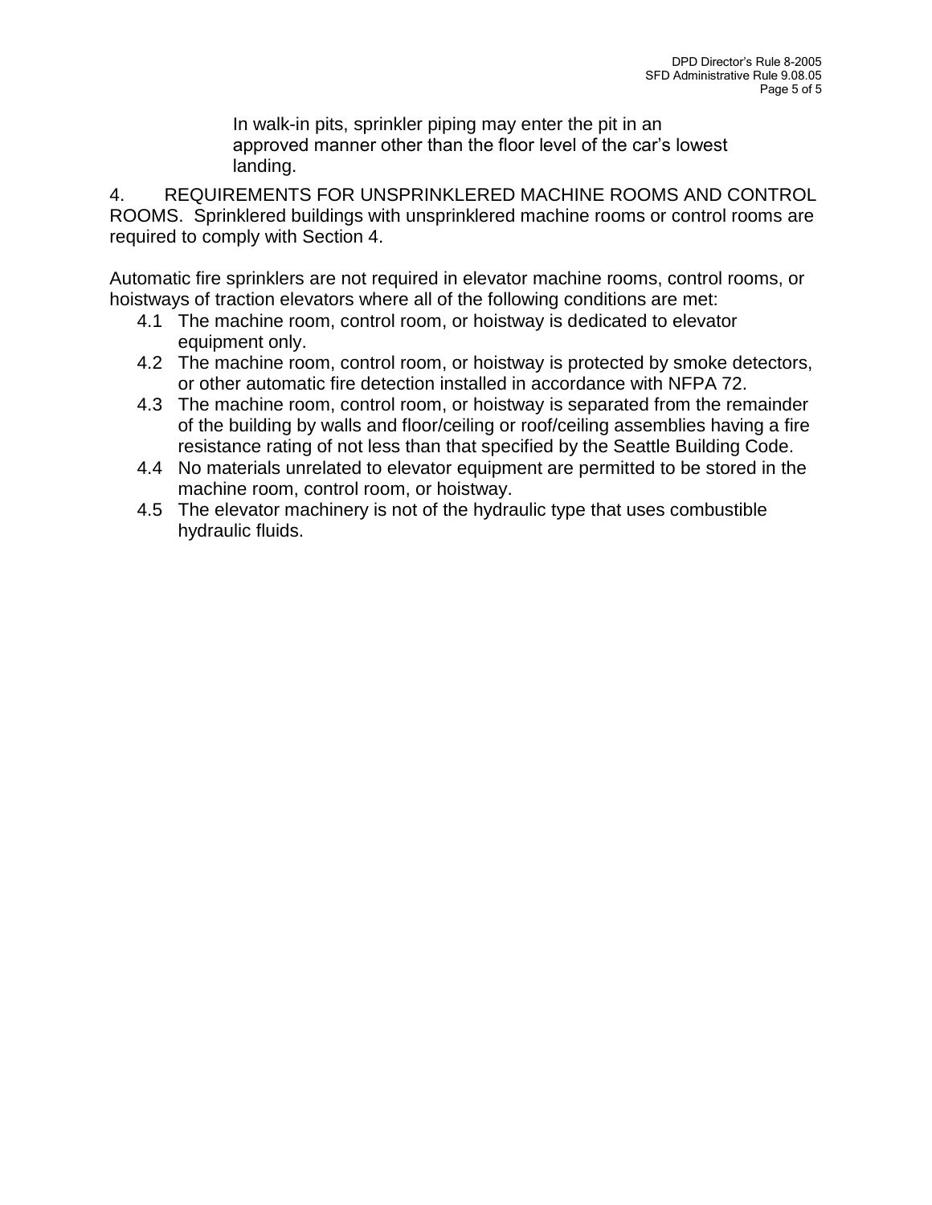In walk-in pits, sprinkler piping may enter the pit in an approved manner other than the floor level of the car's lowest landing.

4. REQUIREMENTS FOR UNSPRINKLERED MACHINE ROOMS AND CONTROL ROOMS. Sprinklered buildings with unsprinklered machine rooms or control rooms are required to comply with Section 4.

Automatic fire sprinklers are not required in elevator machine rooms, control rooms, or hoistways of traction elevators where all of the following conditions are met:

4.1 The machine room, control room, or hoistway is dedicated to elevator equipment only.

4.2 The machine room, control room, or hoistway is protected by smoke detectors, or other automatic fire detection installed in accordance with NFPA 72.

4.3 The machine room, control room, or hoistway is separated from the remainder of the building by walls and floor/ceiling or roof/ceiling assemblies having a fire resistance rating of not less than that specified by the Seattle Building Code.

4.4 No materials unrelated to elevator equipment are permitted to be stored in the machine room, control room, or hoistway.

4.5 The elevator machinery is not of the hydraulic type that uses combustible hydraulic fluids.